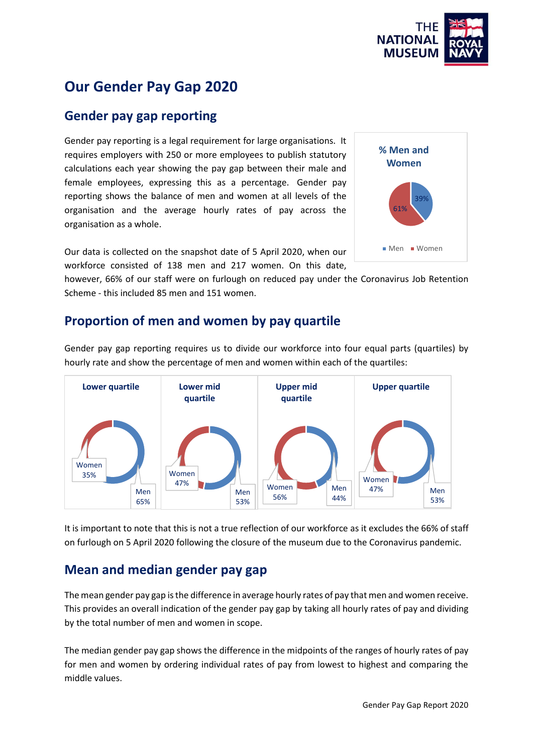# Our Gender Pay Gap 2020

## Gender pay gap reporting

Gender pay reporting is a legal requirement for large organisations. It requires employers with 250 or more employees to publish statutory calculations each year showing the pay gap between their male and female employees, expressing this as a percentage. Gender pay reporting shows the balance of men and women at all levels of the organisation and the average hourly rates of pay across the organisation as a whole.

**% Men and Women**

| Men | Women |
| --- | --- |
| 39% | 61% |

Our data is collected on the snapshot date of 5 April 2020, when our workforce consisted of 138 men and 217 women. On this date, however, 66% of our staff were on furlough on reduced pay under the Coronavirus Job Retention Scheme - this included 85 men and 151 women.

## Proportion of men and women by pay quartile

Gender pay gap reporting requires us to divide our workforce into four equal parts (quartiles) by hourly rate and show the percentage of men and women within each of the quartiles:

| | Lower quartile | Lower mid quartile | Upper mid quartile | Upper quartile |
| --- | --- | --- | --- | --- |
| Women | 35% | 47% | 56% | 47% |
| Men | 65% | 53% | 44% | 53% |

It is important to note that this is not a true reflection of our workforce as it excludes the 66% of staff on furlough on 5 April 2020 following the closure of the museum due to the Coronavirus pandemic.

## Mean and median gender pay gap

The mean gender pay gap is the difference in average hourly rates of pay that men and women receive. This provides an overall indication of the gender pay gap by taking all hourly rates of pay and dividing by the total number of men and women in scope.

The median gender pay gap shows the difference in the midpoints of the ranges of hourly rates of pay for men and women by ordering individual rates of pay from lowest to highest and comparing the middle values.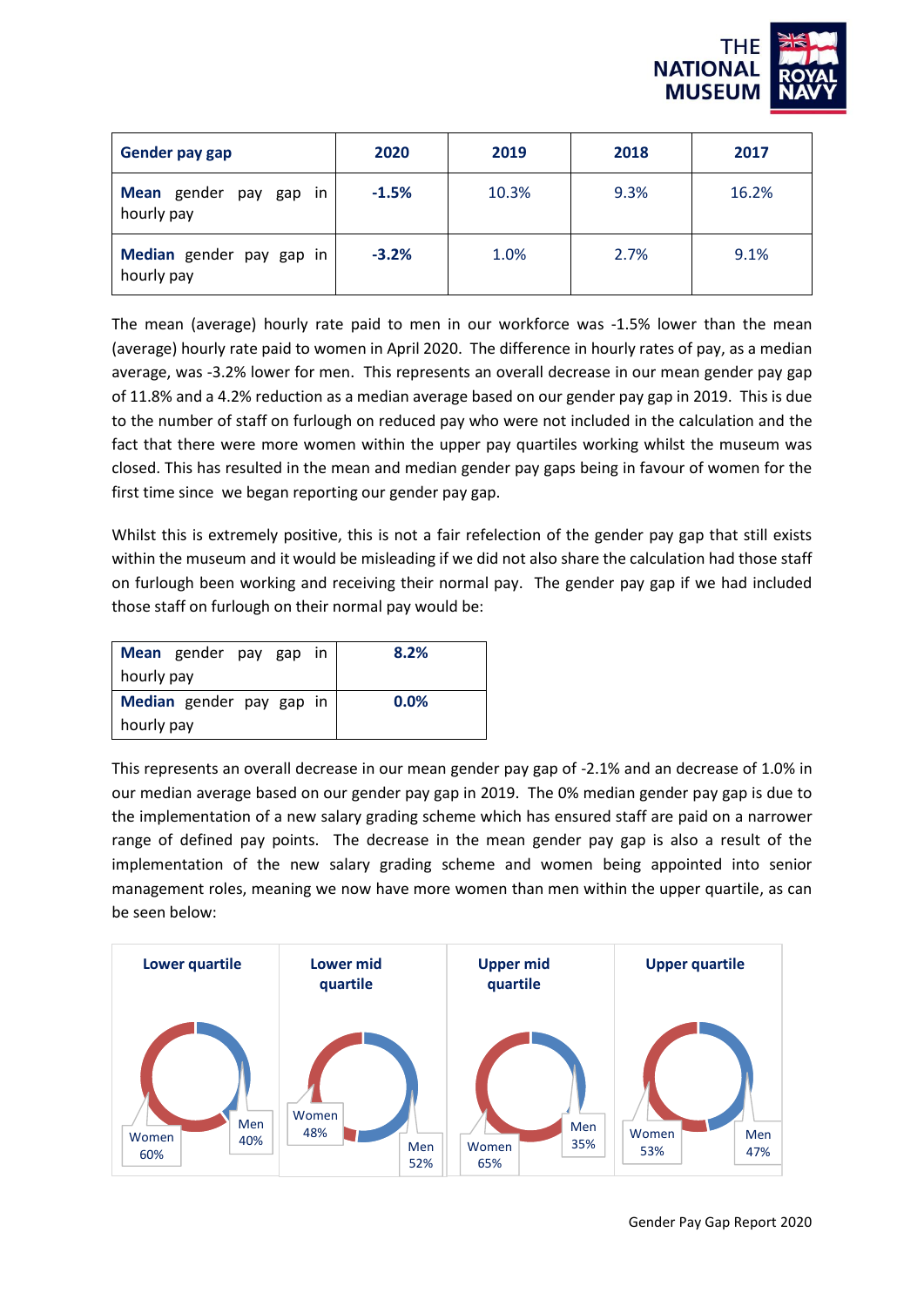| Gender pay gap | 2020 | 2019 | 2018 | 2017 |
|---|---|---|---|---|
| **Mean** gender pay gap in hourly pay | **-1.5%** | 10.3% | 9.3% | 16.2% |
| **Median** gender pay gap in hourly pay | **-3.2%** | 1.0% | 2.7% | 9.1% |

The mean (average) hourly rate paid to men in our workforce was -1.5% lower than the mean (average) hourly rate paid to women in April 2020. The difference in hourly rates of pay, as a median average, was -3.2% lower for men. This represents an overall decrease in our mean gender pay gap of 11.8% and a 4.2% reduction as a median average based on our gender pay gap in 2019. This is due to the number of staff on furlough on reduced pay who were not included in the calculation and the fact that there were more women within the upper pay quartiles working whilst the museum was closed. This has resulted in the mean and median gender pay gaps being in favour of women for the first time since we began reporting our gender pay gap.

Whilst this is extremely positive, this is not a fair refelection of the gender pay gap that still exists within the museum and it would be misleading if we did not also share the calculation had those staff on furlough been working and receiving their normal pay. The gender pay gap if we had included those staff on furlough on their normal pay would be:

| | |
|---|---|
| **Mean** gender pay gap in hourly pay | **8.2%** |
| **Median** gender pay gap in hourly pay | **0.0%** |

This represents an overall decrease in our mean gender pay gap of -2.1% and an decrease of 1.0% in our median average based on our gender pay gap in 2019. The 0% median gender pay gap is due to the implementation of a new salary grading scheme which has ensured staff are paid on a narrower range of defined pay points. The decrease in the mean gender pay gap is also a result of the implementation of the new salary grading scheme and women being appointed into senior management roles, meaning we now have more women than men within the upper quartile, as can be seen below:

| | Lower quartile | Lower mid quartile | Upper mid quartile | Upper quartile |
|---|---|---|---|---|
| Women | 60% | 48% | 65% | 53% |
| Men | 40% | 52% | 35% | 47% |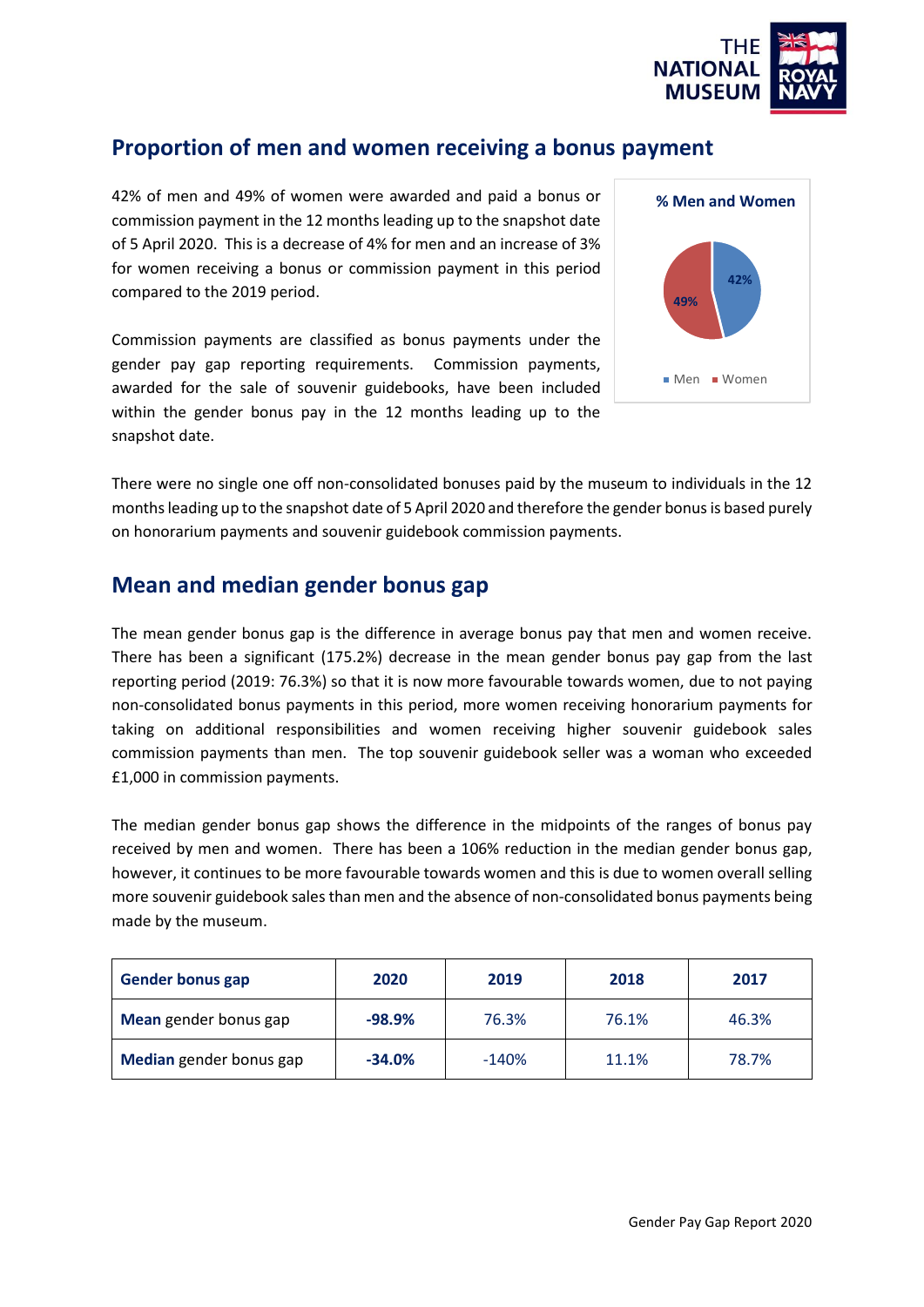## Proportion of men and women receiving a bonus payment

42% of men and 49% of women were awarded and paid a bonus or commission payment in the 12 months leading up to the snapshot date of 5 April 2020. This is a decrease of 4% for men and an increase of 3% for women receiving a bonus or commission payment in this period compared to the 2019 period.

Commission payments are classified as bonus payments under the gender pay gap reporting requirements. Commission payments, awarded for the sale of souvenir guidebooks, have been included within the gender bonus pay in the 12 months leading up to the snapshot date.

**% Men and Women**

- Men: 42%
- Women: 49%

There were no single one off non-consolidated bonuses paid by the museum to individuals in the 12 months leading up to the snapshot date of 5 April 2020 and therefore the gender bonus is based purely on honorarium payments and souvenir guidebook commission payments.

## Mean and median gender bonus gap

The mean gender bonus gap is the difference in average bonus pay that men and women receive. There has been a significant (175.2%) decrease in the mean gender bonus pay gap from the last reporting period (2019: 76.3%) so that it is now more favourable towards women, due to not paying non-consolidated bonus payments in this period, more women receiving honorarium payments for taking on additional responsibilities and women receiving higher souvenir guidebook sales commission payments than men. The top souvenir guidebook seller was a woman who exceeded £1,000 in commission payments.

The median gender bonus gap shows the difference in the midpoints of the ranges of bonus pay received by men and women. There has been a 106% reduction in the median gender bonus gap, however, it continues to be more favourable towards women and this is due to women overall selling more souvenir guidebook sales than men and the absence of non-consolidated bonus payments being made by the museum.

| Gender bonus gap | 2020 | 2019 | 2018 | 2017 |
|---|---|---|---|---|
| **Mean** gender bonus gap | **-98.9%** | 76.3% | 76.1% | 46.3% |
| **Median** gender bonus gap | **-34.0%** | -140% | 11.1% | 78.7% |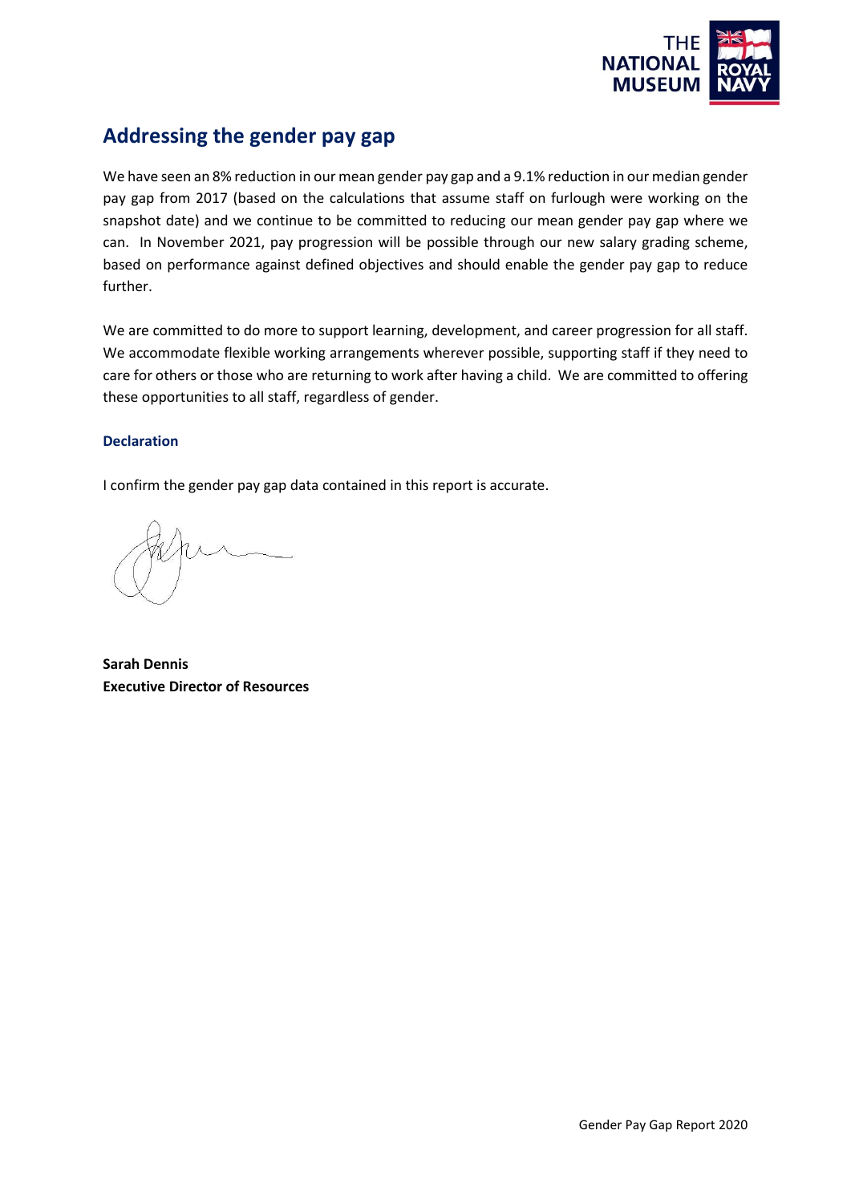## Addressing the gender pay gap

We have seen an 8% reduction in our mean gender pay gap and a 9.1% reduction in our median gender pay gap from 2017 (based on the calculations that assume staff on furlough were working on the snapshot date) and we continue to be committed to reducing our mean gender pay gap where we can. In November 2021, pay progression will be possible through our new salary grading scheme, based on performance against defined objectives and should enable the gender pay gap to reduce further.

We are committed to do more to support learning, development, and career progression for all staff. We accommodate flexible working arrangements wherever possible, supporting staff if they need to care for others or those who are returning to work after having a child. We are committed to offering these opportunities to all staff, regardless of gender.

### Declaration

I confirm the gender pay gap data contained in this report is accurate.

**Sarah Dennis**
**Executive Director of Resources**